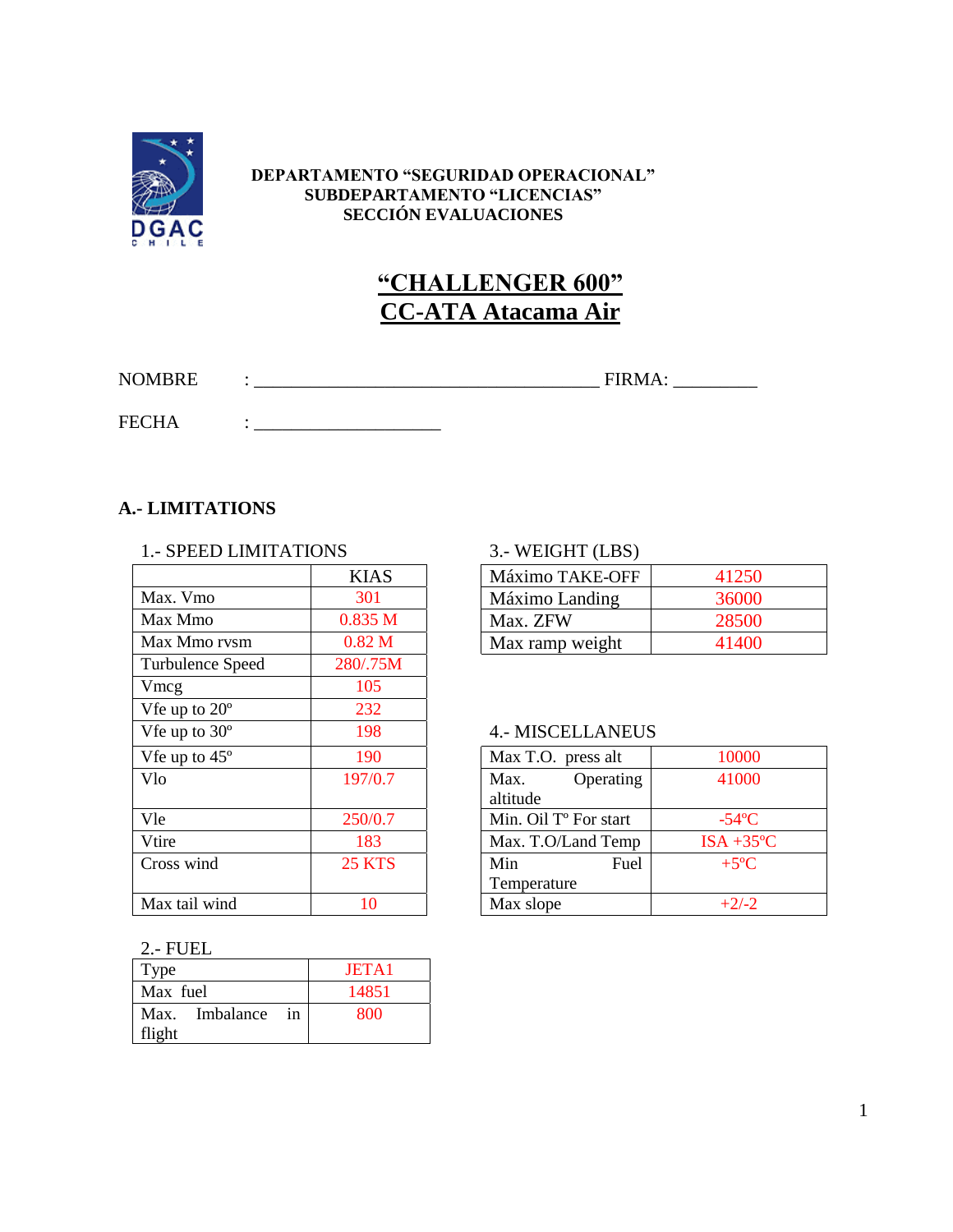**DEPARTAMENTO "SEGURIDAD OPERACIONAL"**
**SUBDEPARTAMENTO "LICENCIAS"**
**SECCIÓN EVALUACIONES**

# "CHALLENGER 600"
# CC-ATA Atacama Air

NOMBRE : ______________________________________ FIRMA: _________

FECHA : ____________________

## A.- LIMITATIONS

### 1.- SPEED LIMITATIONS

| | KIAS |
|---|---|
| Max. Vmo | 301 |
| Max Mmo | 0.835 M |
| Max Mmo rvsm | 0.82 M |
| Turbulence Speed | 280/.75M |
| Vmcg | 105 |
| Vfe up to 20º | 232 |
| Vfe up to 30º | 198 |
| Vfe up to 45º | 190 |
| Vlo | 197/0.7 |
| Vle | 250/0.7 |
| Vtire | 183 |
| Cross wind | 25 KTS |
| Max tail wind | 10 |

### 2.- FUEL

| | |
|---|---|
| Type | JETA1 |
| Max fuel | 14851 |
| Max. Imbalance in flight | 800 |

### 3.- WEIGHT (LBS)

| | |
|---|---|
| Máximo TAKE-OFF | 41250 |
| Máximo Landing | 36000 |
| Max. ZFW | 28500 |
| Max ramp weight | 41400 |

### 4.- MISCELLANEUS

| | |
|---|---|
| Max T.O. press alt | 10000 |
| Max. Operating altitude | 41000 |
| Min. Oil Tº For start | -54ºC |
| Max. T.O/Land Temp | ISA +35ºC |
| Min Fuel Temperature | +5ºC |
| Max slope | +2/-2 |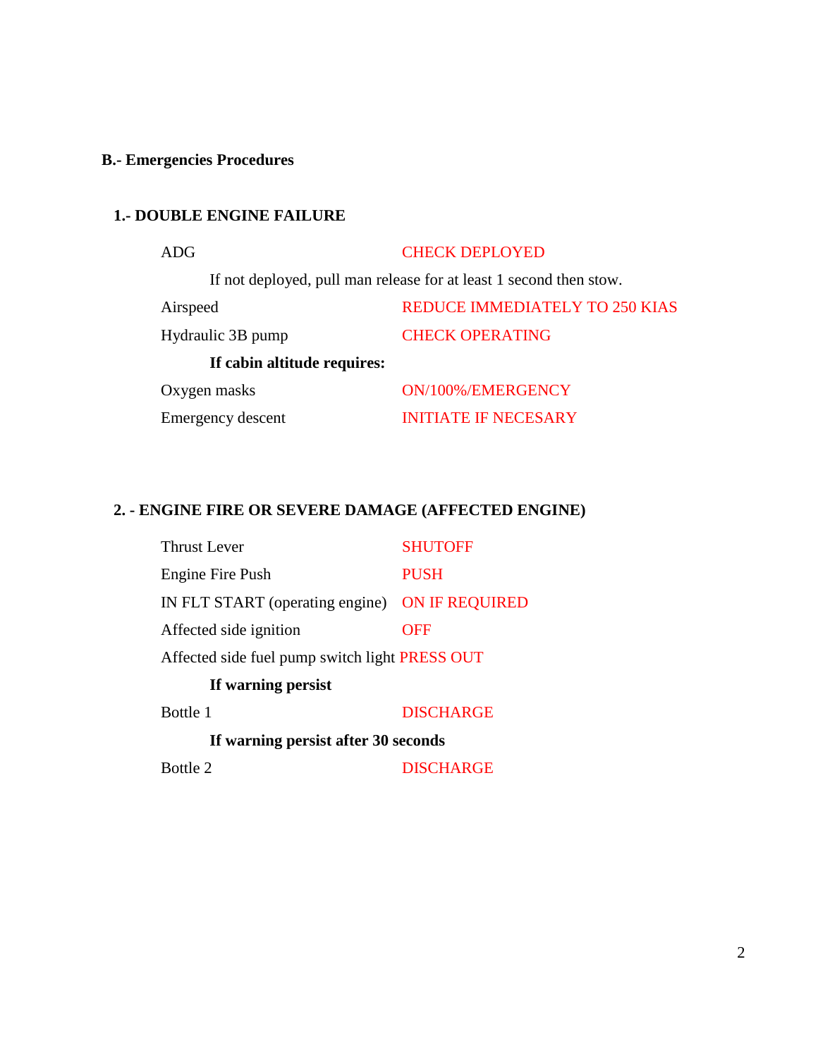## B.- Emergencies Procedures

### 1.- DOUBLE ENGINE FAILURE

| | |
|---|---|
| ADG | CHECK DEPLOYED |
| If not deployed, pull man release for at least 1 second then stow. | |
| Airspeed | REDUCE IMMEDIATELY TO 250 KIAS |
| Hydraulic 3B pump | CHECK OPERATING |
| **If cabin altitude requires:** | |
| Oxygen masks | ON/100%/EMERGENCY |
| Emergency descent | INITIATE IF NECESARY |

### 2. - ENGINE FIRE OR SEVERE DAMAGE (AFFECTED ENGINE)

| | |
|---|---|
| Thrust Lever | SHUTOFF |
| Engine Fire Push | PUSH |
| IN FLT START (operating engine) | ON IF REQUIRED |
| Affected side ignition | OFF |
| Affected side fuel pump switch light | PRESS OUT |
| **If warning persist** | |
| Bottle 1 | DISCHARGE |
| **If warning persist after 30 seconds** | |
| Bottle 2 | DISCHARGE |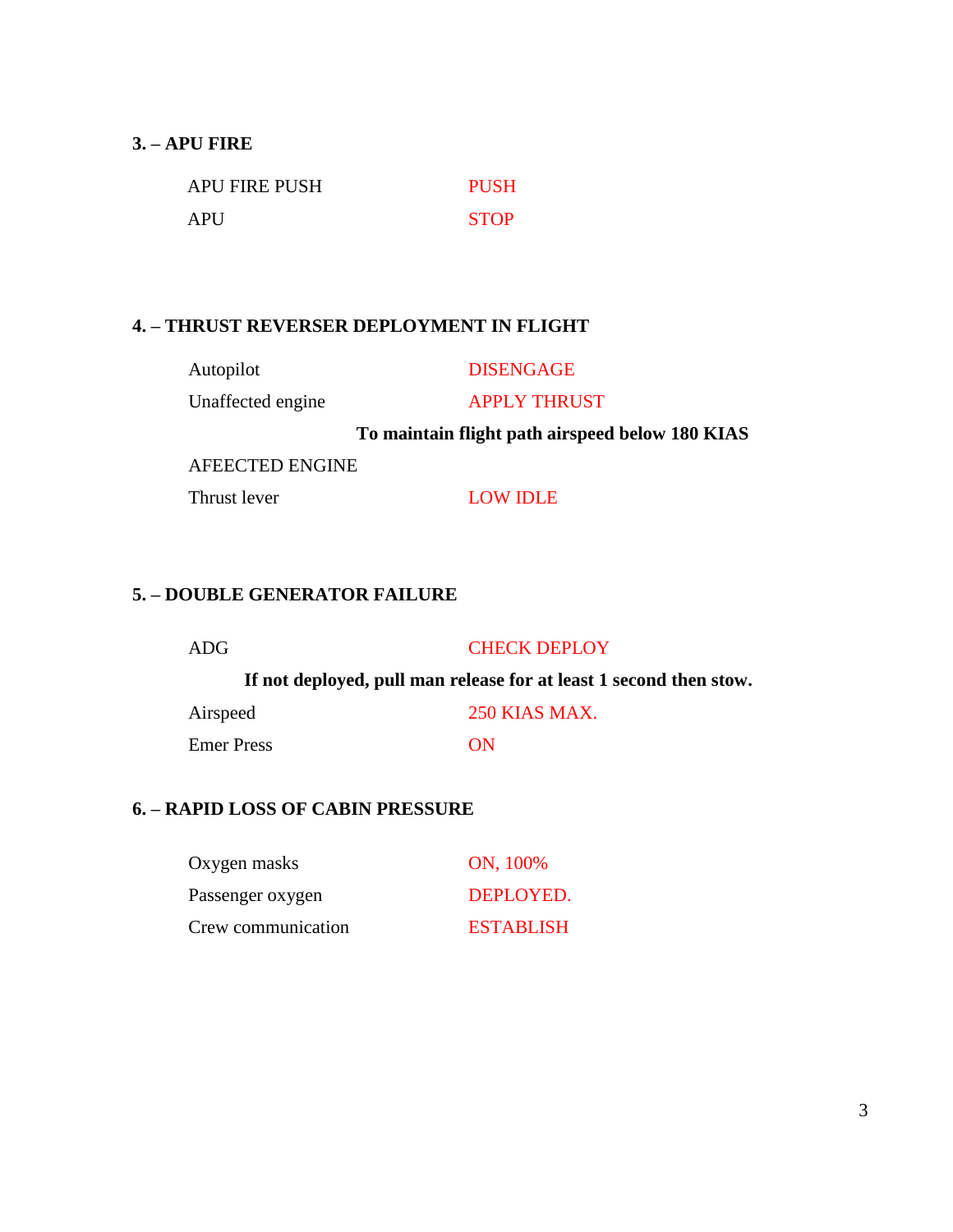**3. – APU FIRE**

| | |
|---|---|
| APU FIRE PUSH | PUSH |
| APU | STOP |

**4. – THRUST REVERSER DEPLOYMENT IN FLIGHT**

| | |
|---|---|
| Autopilot | DISENGAGE |
| Unaffected engine | APPLY THRUST |

**To maintain flight path airspeed below 180 KIAS**

AFEECTED ENGINE

| | |
|---|---|
| Thrust lever | LOW IDLE |

**5. – DOUBLE GENERATOR FAILURE**

| | |
|---|---|
| ADG | CHECK DEPLOY |

**If not deployed, pull man release for at least 1 second then stow.**

| | |
|---|---|
| Airspeed | 250 KIAS MAX. |
| Emer Press | ON |

**6. – RAPID LOSS OF CABIN PRESSURE**

| | |
|---|---|
| Oxygen masks | ON, 100% |
| Passenger oxygen | DEPLOYED. |
| Crew communication | ESTABLISH |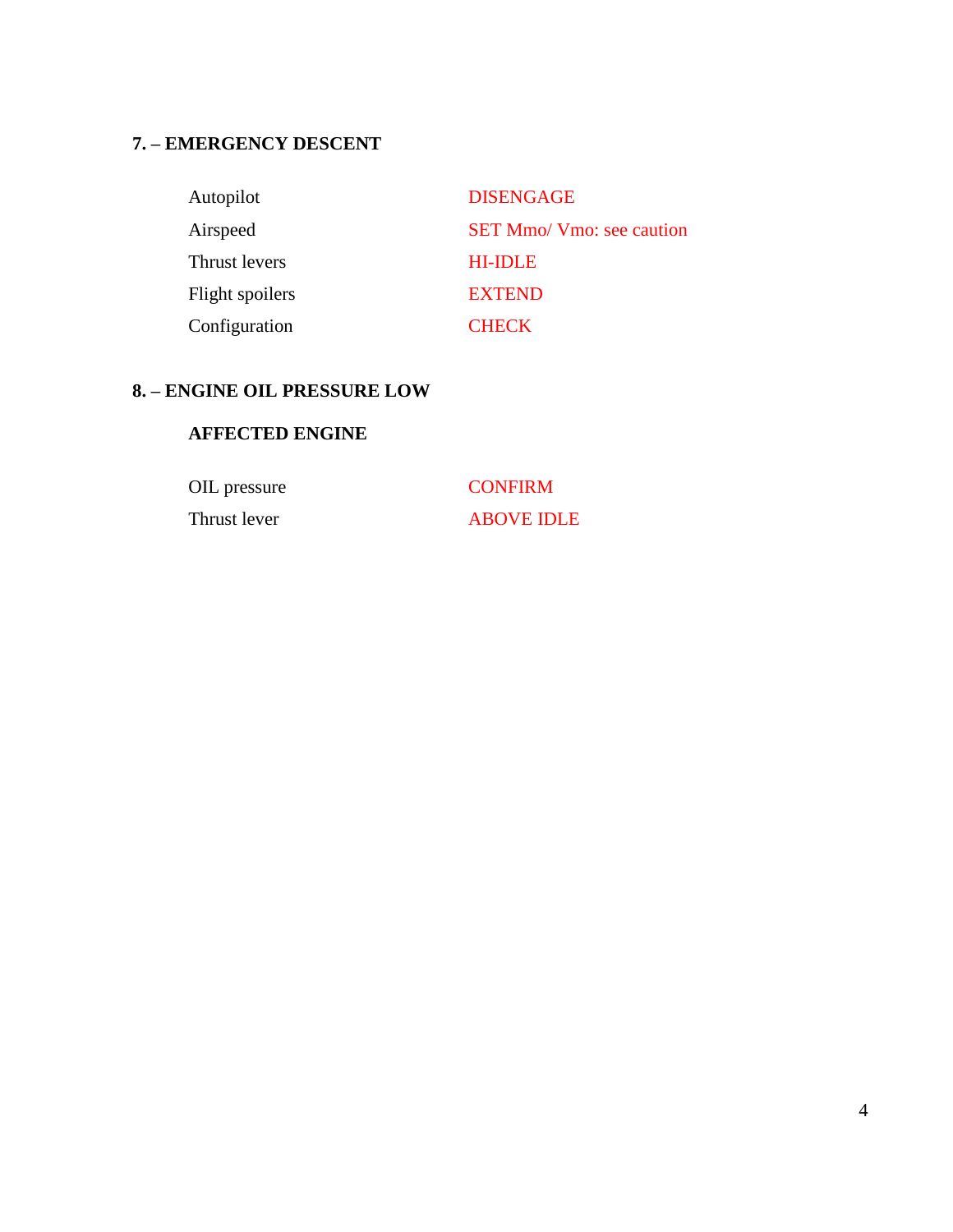## 7. – EMERGENCY DESCENT

| | |
|---|---|
| Autopilot | DISENGAGE |
| Airspeed | SET Mmo/ Vmo: see caution |
| Thrust levers | HI-IDLE |
| Flight spoilers | EXTEND |
| Configuration | CHECK |

## 8. – ENGINE OIL PRESSURE LOW

### AFFECTED ENGINE

| | |
|---|---|
| OIL pressure | CONFIRM |
| Thrust lever | ABOVE IDLE |